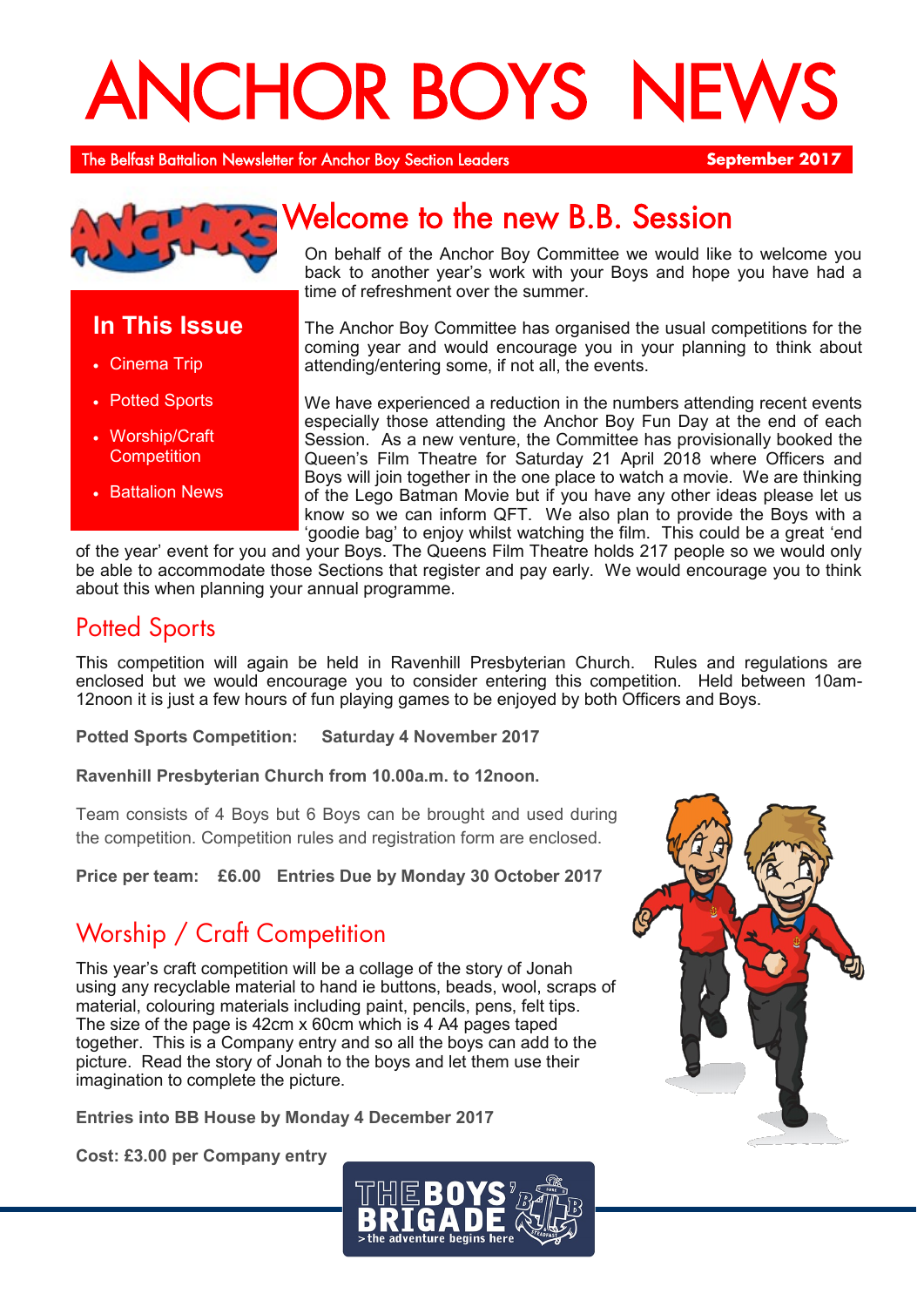# ANCHOR BOYS NEWS

The Belfast Battalion Newsletter for Anchor Boy Section Leaders

**September 2017**

## In This Issue

- Cinema Trip
- Potted Sports
- Worship/Craft Competition
- Battalion News

## Welcome to the new B.B. Session

On behalf of the Anchor Boy Committee we would like to welcome you back to another year's work with your Boys and hope you have had a time of refreshment over the summer.

The Anchor Boy Committee has organised the usual competitions for the coming year and would encourage you in your planning to think about attending/entering some, if not all, the events.

We have experienced a reduction in the numbers attending recent events especially those attending the Anchor Boy Fun Day at the end of each Session. As a new venture, the Committee has provisionally booked the Queen's Film Theatre for Saturday 21 April 2018 where Officers and Boys will join together in the one place to watch a movie. We are thinking of the Lego Batman Movie but if you have any other ideas please let us know so we can inform QFT. We also plan to provide the Boys with a 'goodie bag' to enjoy whilst watching the film. This could be a great 'end of the year' event for you and your Boys. The Queens Film Theatre holds 217 people so we would only be able to accommodate those Sections that register and pay early. We would encourage you to think about this when planning your annual programme.

## Potted Sports

This competition will again be held in Ravenhill Presbyterian Church. Rules and regulations are enclosed but we would encourage you to consider entering this competition. Held between 10am-12noon it is just a few hours of fun playing games to be enjoyed by both Officers and Boys.

**Potted Sports Competition: Saturday 4 November 2017**

**Ravenhill Presbyterian Church from 10.00a.m. to 12noon.**

Team consists of 4 Boys but 6 Boys can be brought and used during the competition. Competition rules and registration form are enclosed.

**Price per team: £6.00 Entries Due by Monday 30 October 2017**

## Worship / Craft Competition

This year's craft competition will be a collage of the story of Jonah using any recyclable material to hand ie buttons, beads, wool, scraps of material, colouring materials including paint, pencils, pens, felt tips. The size of the page is 42cm x 60cm which is 4 A4 pages taped together. This is a Company entry and so all the boys can add to the picture. Read the story of Jonah to the boys and let them use their imagination to complete the picture.

**Entries into BB House by Monday 4 December 2017**

**Cost: £3.00 per Company entry**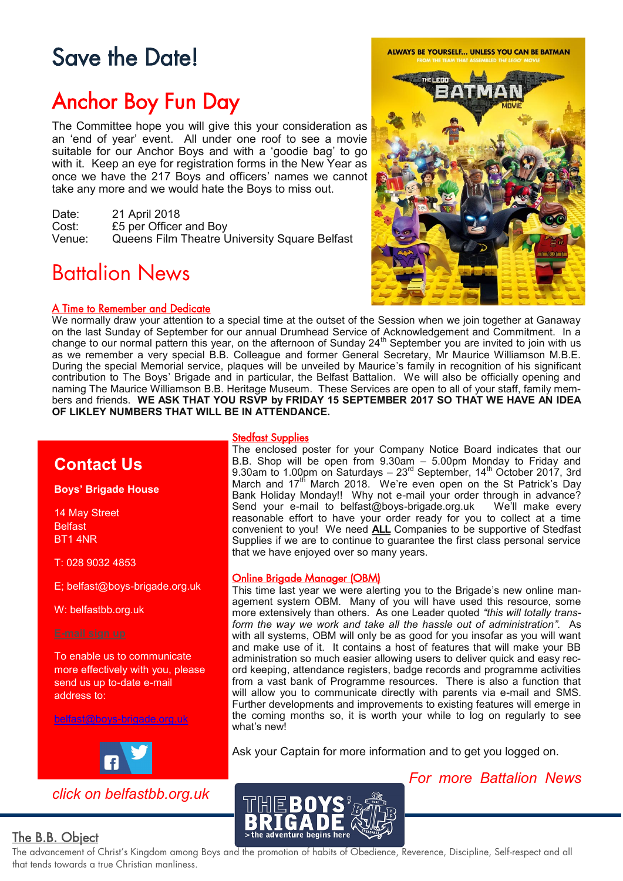# Save the Date!

## Anchor Boy Fun Day

The Committee hope you will give this your consideration as an 'end of year' event. All under one roof to see a movie suitable for our Anchor Boys and with a 'goodie bag' to go with it. Keep an eye for registration forms in the New Year as once we have the 217 Boys and officers' names we cannot take any more and we would hate the Boys to miss out.

Date: 21 April 2018
Cost: £5 per Officer and Boy
Venue: Queens Film Theatre University Square Belfast

## Battalion News

### A Time to Remember and Dedicate

We normally draw your attention to a special time at the outset of the Session when we join together at Ganaway on the last Sunday of September for our annual Drumhead Service of Acknowledgement and Commitment. In a change to our normal pattern this year, on the afternoon of Sunday 24th September you are invited to join with us as we remember a very special B.B. Colleague and former General Secretary, Mr Maurice Williamson M.B.E. During the special Memorial service, plaques will be unveiled by Maurice's family in recognition of his significant contribution to The Boys' Brigade and in particular, the Belfast Battalion. We will also be officially opening and naming The Maurice Williamson B.B. Heritage Museum. These Services are open to all of your staff, family members and friends. **WE ASK THAT YOU RSVP by FRIDAY 15 SEPTEMBER 2017 SO THAT WE HAVE AN IDEA OF LIKLEY NUMBERS THAT WILL BE IN ATTENDANCE.**

### Stedfast Supplies

The enclosed poster for your Company Notice Board indicates that our B.B. Shop will be open from 9.30am – 5.00pm Monday to Friday and 9.30am to 1.00pm on Saturdays – 23rd September, 14th October 2017, 3rd March and 17th March 2018. We're even open on the St Patrick's Day Bank Holiday Monday!! Why not e-mail your order through in advance? Send your e-mail to belfast@boys-brigade.org.uk We'll make every reasonable effort to have your order ready for you to collect at a time convenient to you! We need **ALL** Companies to be supportive of Stedfast Supplies if we are to continue to guarantee the first class personal service that we have enjoyed over so many years.

### Online Brigade Manager (OBM)

This time last year we were alerting you to the Brigade's new online management system OBM. Many of you will have used this resource, some more extensively than others. As one Leader quoted *"this will totally transform the way we work and take all the hassle out of administration"*. As with all systems, OBM will only be as good for you insofar as you will want and make use of it. It contains a host of features that will make your BB administration so much easier allowing users to deliver quick and easy record keeping, attendance registers, badge records and programme activities from a vast bank of Programme resources. There is also a function that will allow you to communicate directly with parents via e-mail and SMS. Further developments and improvements to existing features will emerge in the coming months so, it is worth your while to log on regularly to see what's new!

Ask your Captain for more information and to get you logged on.

*For more Battalion News click on belfastbb.org.uk*

## Contact Us

**Boys' Brigade House**

14 May Street
Belfast
BT1 4NR

T: 028 9032 4853

E; belfast@boys-brigade.org.uk

W: belfastbb.org.uk

E-mail sign up

To enable us to communicate more effectively with you, please send us up to-date e-mail address to:

belfast@boys-brigade.org.uk

### The B.B. Object

The advancement of Christ's Kingdom among Boys and the promotion of habits of Obedience, Reverence, Discipline, Self-respect and all that tends towards a true Christian manliness.